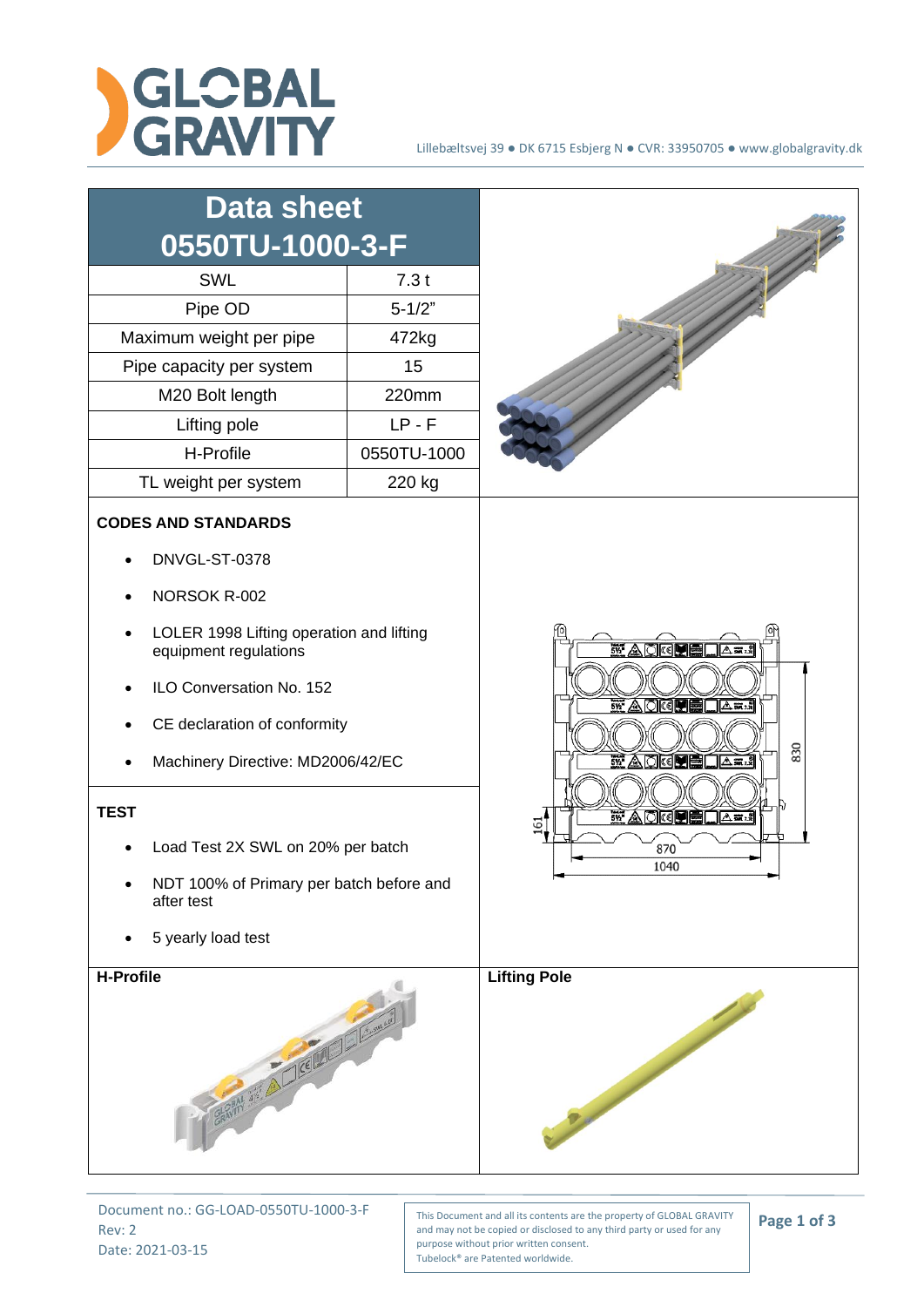# Data sheet 0550TU-1000-3-F

| SWL | 7.3 t |
|---|---|
| Pipe OD | 5-1/2" |
| Maximum weight per pipe | 472kg |
| Pipe capacity per system | 15 |
| M20 Bolt length | 220mm |
| Lifting pole | LP - F |
| H-Profile | 0550TU-1000 |
| TL weight per system | 220 kg |

**CODES AND STANDARDS**

- DNVGL-ST-0378
- NORSOK R-002
- LOLER 1998 Lifting operation and lifting equipment regulations
- ILO Conversation No. 152
- CE declaration of conformity
- Machinery Directive: MD2006/42/EC

**TEST**

- Load Test 2X SWL on 20% per batch
- NDT 100% of Primary per batch before and after test
- 5 yearly load test

**H-Profile**

**Lifting Pole**

Document no.: GG-LOAD-0550TU-1000-3-F
Rev: 2
Date: 2021-03-15

This Document and all its contents are the property of GLOBAL GRAVITY and may not be copied or disclosed to any third party or used for any purpose without prior written consent.
Tubelock® are Patented worldwide.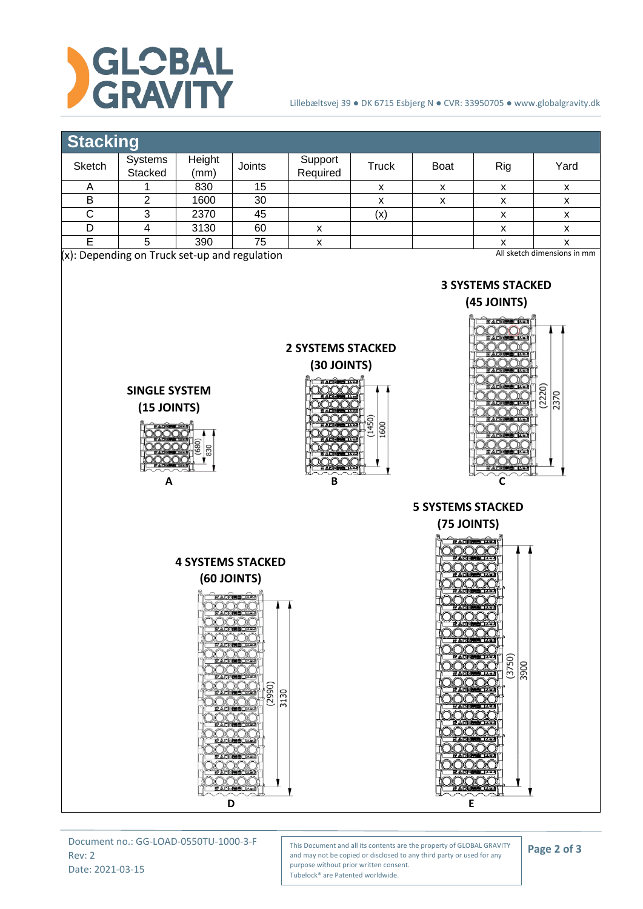## Stacking

| Sketch | Systems Stacked | Height (mm) | Joints | Support Required | Truck | Boat | Rig | Yard |
|---|---|---|---|---|---|---|---|---|
| A | 1 | 830 | 15 | | x | x | x | x |
| B | 2 | 1600 | 30 | | x | x | x | x |
| C | 3 | 2370 | 45 | | (x) | | x | x |
| D | 4 | 3130 | 60 | x | | | x | x |
| E | 5 | 390 | 75 | x | | | x | x |

(x): Depending on Truck set-up and regulation

All sketch dimensions in mm

**SINGLE SYSTEM (15 JOINTS)**

(680) 830

A

**2 SYSTEMS STACKED (30 JOINTS)**

(1450) 1600

B

**3 SYSTEMS STACKED (45 JOINTS)**

(2220) 2370

C

**4 SYSTEMS STACKED (60 JOINTS)**

(2990) 3130

D

**5 SYSTEMS STACKED (75 JOINTS)**

(3750) 3900

E

Document no.: GG-LOAD-0550TU-1000-3-F
Rev: 2
Date: 2021-03-15

This Document and all its contents are the property of GLOBAL GRAVITY and may not be copied or disclosed to any third party or used for any purpose without prior written consent.
Tubelock® are Patented worldwide.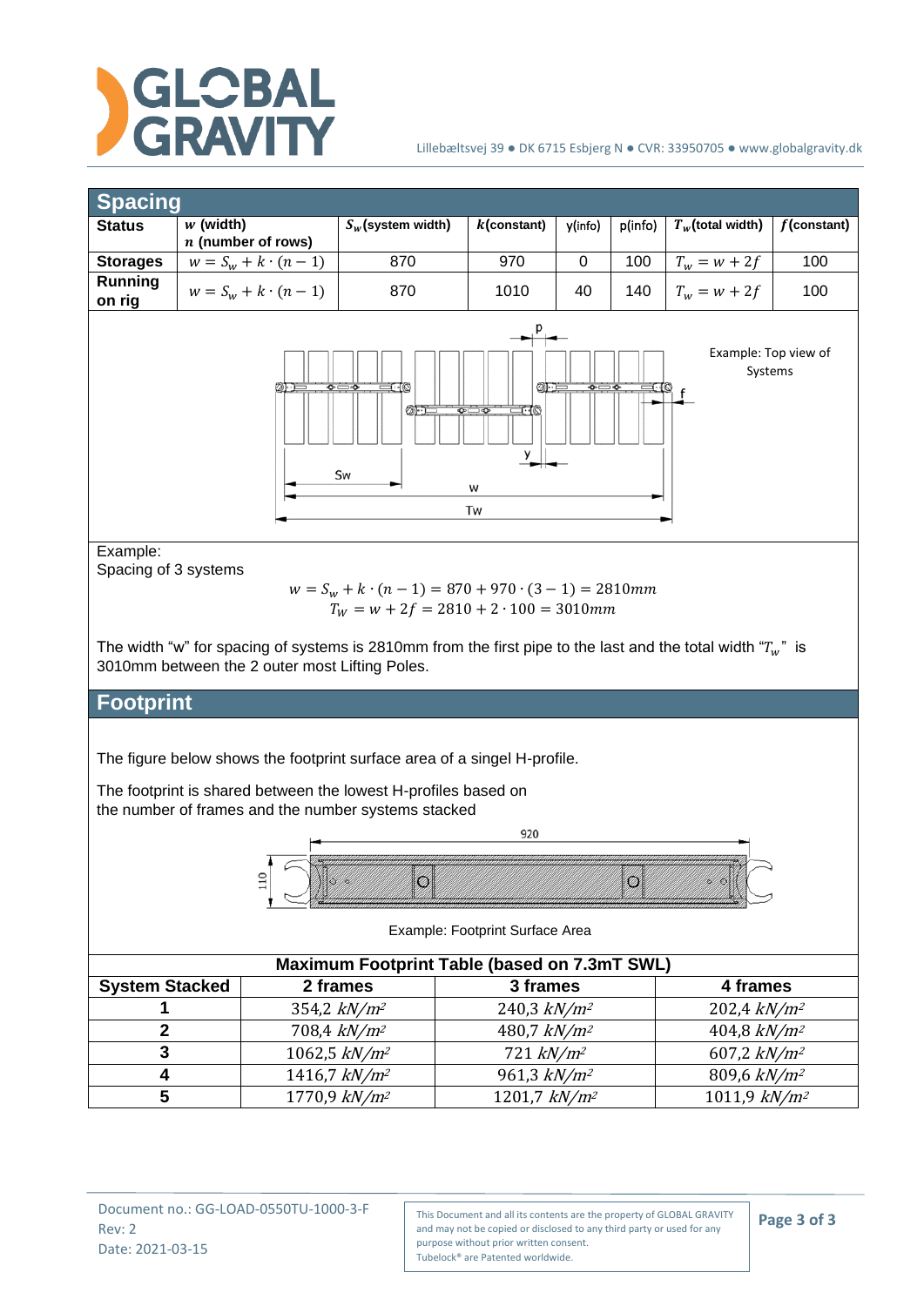## Spacing

| Status | $w$ (width) $n$ (number of rows) | $S_w$ (system width) | $k$ (constant) | y(info) | p(info) | $T_w$ (total width) | $f$ (constant) |
|---|---|---|---|---|---|---|---|
| **Storages** | $w = S_w + k \cdot (n-1)$ | 870 | 970 | 0 | 100 | $T_w = w + 2f$ | 100 |
| **Running on rig** | $w = S_w + k \cdot (n-1)$ | 870 | 1010 | 40 | 140 | $T_w = w + 2f$ | 100 |

p

f

y

Sw

w

Tw

Example: Top view of Systems

Example:
Spacing of 3 systems

$$w = S_w + k \cdot (n-1) = 870 + 970 \cdot (3-1) = 2810mm$$
$$T_W = w + 2f = 2810 + 2 \cdot 100 = 3010mm$$

The width "w" for spacing of systems is 2810mm from the first pipe to the last and the total width "$T_w$" is 3010mm between the 2 outer most Lifting Poles.

## Footprint

The figure below shows the footprint surface area of a singel H-profile.

The footprint is shared between the lowest H-profiles based on the number of frames and the number systems stacked

920

110

Example: Footprint Surface Area

| Maximum Footprint Table (based on 7.3mT SWL) | | | |
|---|---|---|---|
| **System Stacked** | **2 frames** | **3 frames** | **4 frames** |
| **1** | 354,2 $kN/m^2$ | 240,3 $kN/m^2$ | 202,4 $kN/m^2$ |
| **2** | 708,4 $kN/m^2$ | 480,7 $kN/m^2$ | 404,8 $kN/m^2$ |
| **3** | 1062,5 $kN/m^2$ | 721 $kN/m^2$ | 607,2 $kN/m^2$ |
| **4** | 1416,7 $kN/m^2$ | 961,3 $kN/m^2$ | 809,6 $kN/m^2$ |
| **5** | 1770,9 $kN/m^2$ | 1201,7 $kN/m^2$ | 1011,9 $kN/m^2$ |

Document no.: GG-LOAD-0550TU-1000-3-F
Rev: 2
Date: 2021-03-15

This Document and all its contents are the property of GLOBAL GRAVITY and may not be copied or disclosed to any third party or used for any purpose without prior written consent.
Tubelock® are Patented worldwide.